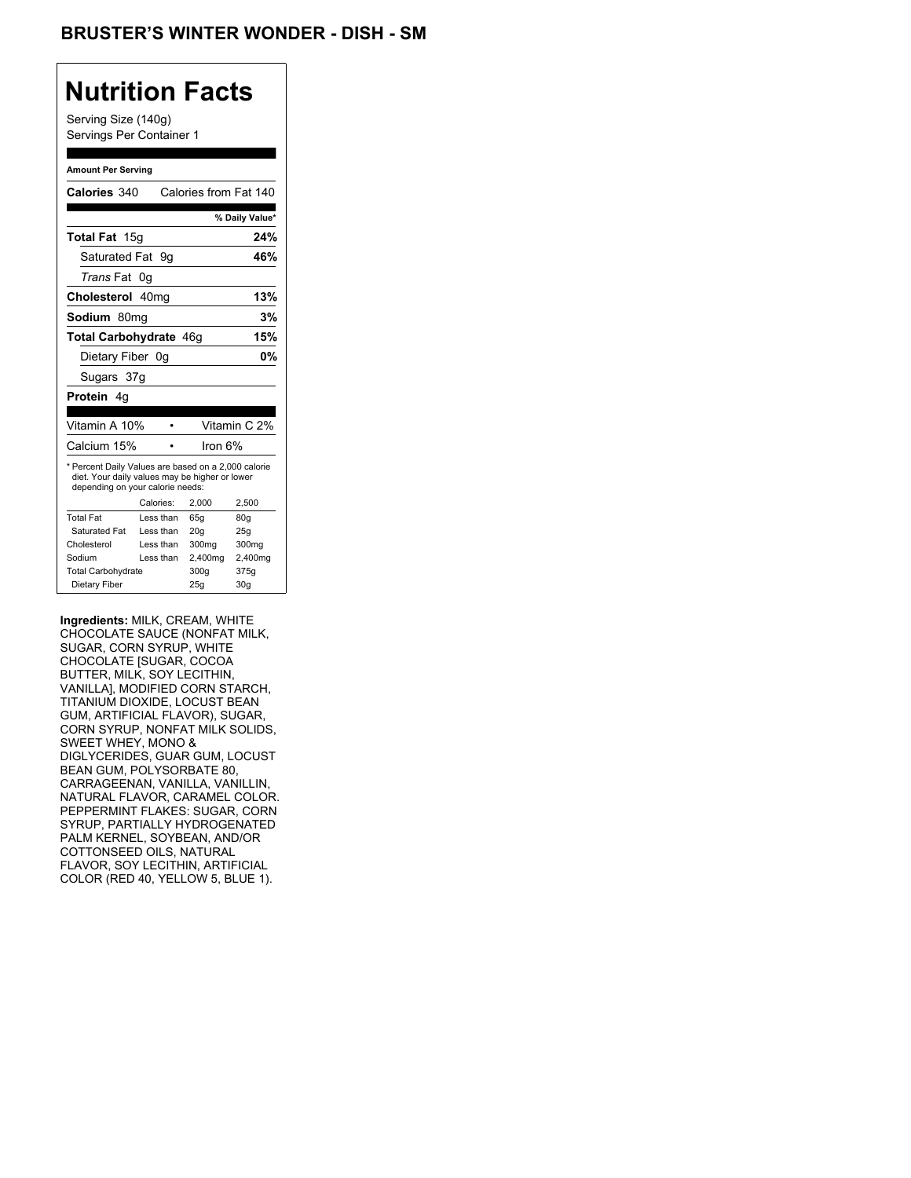# BRUSTER'S WINTER WONDER - DISH - SM

## Nutrition Facts

Serving Size (140g)
Servings Per Container 1

**Amount Per Serving**

| | |
|---|---|
| **Calories** 340 | Calories from Fat 140 |
| | **% Daily Value*** |
| **Total Fat** 15g | **24%** |
| Saturated Fat 9g | **46%** |
| *Trans* Fat 0g | |
| **Cholesterol** 40mg | **13%** |
| **Sodium** 80mg | **3%** |
| **Total Carbohydrate** 46g | **15%** |
| Dietary Fiber 0g | **0%** |
| Sugars 37g | |
| **Protein** 4g | |

| | |
|---|---|
| Vitamin A 10% | Vitamin C 2% |
| Calcium 15% | Iron 6% |

* Percent Daily Values are based on a 2,000 calorie diet. Your daily values may be higher or lower depending on your calorie needs:

| | Calories: | 2,000 | 2,500 |
|---|---|---|---|
| Total Fat | Less than | 65g | 80g |
| Saturated Fat | Less than | 20g | 25g |
| Cholesterol | Less than | 300mg | 300mg |
| Sodium | Less than | 2,400mg | 2,400mg |
| Total Carbohydrate | | 300g | 375g |
| Dietary Fiber | | 25g | 30g |

**Ingredients:** MILK, CREAM, WHITE CHOCOLATE SAUCE (NONFAT MILK, SUGAR, CORN SYRUP, WHITE CHOCOLATE [SUGAR, COCOA BUTTER, MILK, SOY LECITHIN, VANILLA], MODIFIED CORN STARCH, TITANIUM DIOXIDE, LOCUST BEAN GUM, ARTIFICIAL FLAVOR), SUGAR, CORN SYRUP, NONFAT MILK SOLIDS, SWEET WHEY, MONO & DIGLYCERIDES, GUAR GUM, LOCUST BEAN GUM, POLYSORBATE 80, CARRAGEENAN, VANILLA, VANILLIN, NATURAL FLAVOR, CARAMEL COLOR. PEPPERMINT FLAKES: SUGAR, CORN SYRUP, PARTIALLY HYDROGENATED PALM KERNEL, SOYBEAN, AND/OR COTTONSEED OILS, NATURAL FLAVOR, SOY LECITHIN, ARTIFICIAL COLOR (RED 40, YELLOW 5, BLUE 1).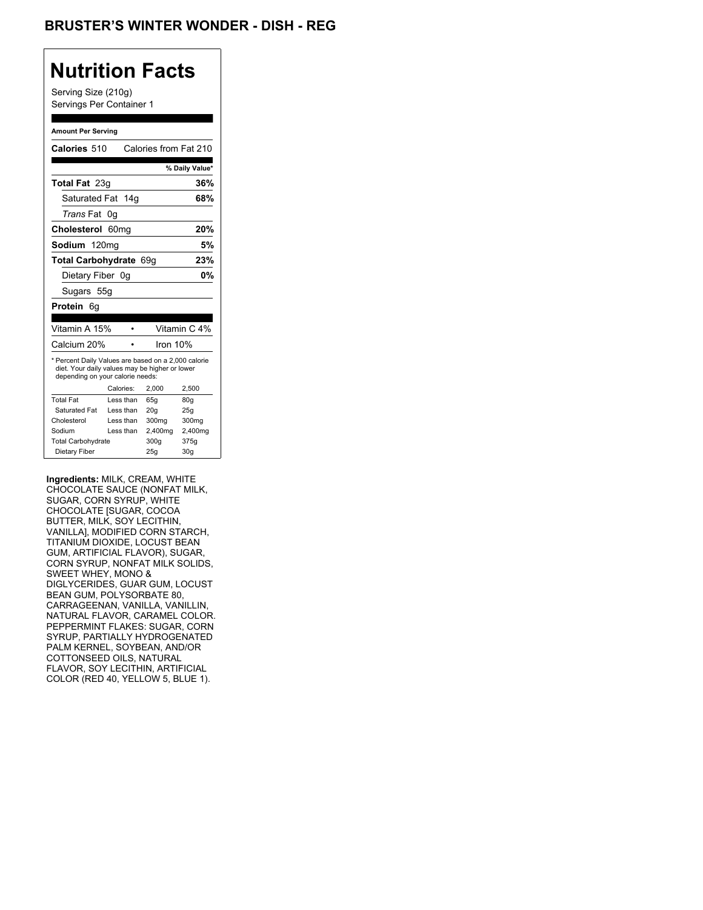# BRUSTER'S WINTER WONDER - DISH - REG

## Nutrition Facts

Serving Size (210g)
Servings Per Container 1

**Amount Per Serving**

| | |
|---|---|
| **Calories** 510 | Calories from Fat 210 |
| | **% Daily Value*** |
| **Total Fat** 23g | **36%** |
| Saturated Fat 14g | **68%** |
| *Trans* Fat 0g | |
| **Cholesterol** 60mg | **20%** |
| **Sodium** 120mg | **5%** |
| **Total Carbohydrate** 69g | **23%** |
| Dietary Fiber 0g | **0%** |
| Sugars 55g | |
| **Protein** 6g | |

| | |
|---|---|
| Vitamin A 15% | Vitamin C 4% |
| Calcium 20% | Iron 10% |

* Percent Daily Values are based on a 2,000 calorie diet. Your daily values may be higher or lower depending on your calorie needs:

| | Calories: | 2,000 | 2,500 |
|---|---|---|---|
| Total Fat | Less than | 65g | 80g |
| Saturated Fat | Less than | 20g | 25g |
| Cholesterol | Less than | 300mg | 300mg |
| Sodium | Less than | 2,400mg | 2,400mg |
| Total Carbohydrate | | 300g | 375g |
| Dietary Fiber | | 25g | 30g |

**Ingredients:** MILK, CREAM, WHITE CHOCOLATE SAUCE (NONFAT MILK, SUGAR, CORN SYRUP, WHITE CHOCOLATE [SUGAR, COCOA BUTTER, MILK, SOY LECITHIN, VANILLA], MODIFIED CORN STARCH, TITANIUM DIOXIDE, LOCUST BEAN GUM, ARTIFICIAL FLAVOR), SUGAR, CORN SYRUP, NONFAT MILK SOLIDS, SWEET WHEY, MONO & DIGLYCERIDES, GUAR GUM, LOCUST BEAN GUM, POLYSORBATE 80, CARRAGEENAN, VANILLA, VANILLIN, NATURAL FLAVOR, CARAMEL COLOR. PEPPERMINT FLAKES: SUGAR, CORN SYRUP, PARTIALLY HYDROGENATED PALM KERNEL, SOYBEAN, AND/OR COTTONSEED OILS, NATURAL FLAVOR, SOY LECITHIN, ARTIFICIAL COLOR (RED 40, YELLOW 5, BLUE 1).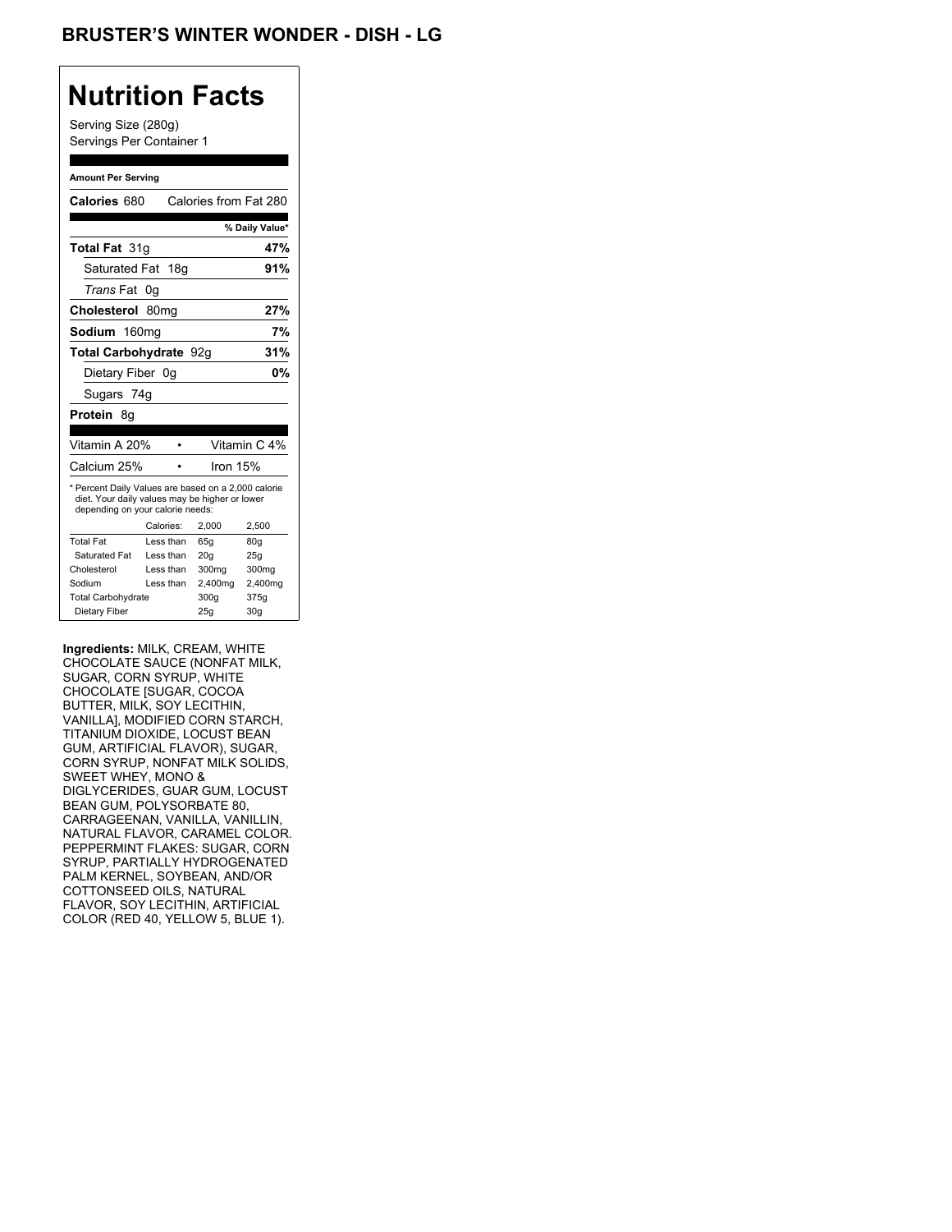# BRUSTER'S WINTER WONDER - DISH - LG

## Nutrition Facts

Serving Size (280g)
Servings Per Container 1

**Amount Per Serving**

**Calories** 680 Calories from Fat 280

| | % Daily Value* |
|---|---|
| **Total Fat** 31g | **47%** |
| Saturated Fat 18g | **91%** |
| *Trans* Fat 0g | |
| **Cholesterol** 80mg | **27%** |
| **Sodium** 160mg | **7%** |
| **Total Carbohydrate** 92g | **31%** |
| Dietary Fiber 0g | **0%** |
| Sugars 74g | |
| **Protein** 8g | |

| | |
|---|---|
| Vitamin A 20% | Vitamin C 4% |
| Calcium 25% | Iron 15% |

* Percent Daily Values are based on a 2,000 calorie diet. Your daily values may be higher or lower depending on your calorie needs:

| | Calories: | 2,000 | 2,500 |
|---|---|---|---|
| Total Fat | Less than | 65g | 80g |
| Saturated Fat | Less than | 20g | 25g |
| Cholesterol | Less than | 300mg | 300mg |
| Sodium | Less than | 2,400mg | 2,400mg |
| Total Carbohydrate | | 300g | 375g |
| Dietary Fiber | | 25g | 30g |

**Ingredients:** MILK, CREAM, WHITE CHOCOLATE SAUCE (NONFAT MILK, SUGAR, CORN SYRUP, WHITE CHOCOLATE [SUGAR, COCOA BUTTER, MILK, SOY LECITHIN, VANILLA], MODIFIED CORN STARCH, TITANIUM DIOXIDE, LOCUST BEAN GUM, ARTIFICIAL FLAVOR), SUGAR, CORN SYRUP, NONFAT MILK SOLIDS, SWEET WHEY, MONO & DIGLYCERIDES, GUAR GUM, LOCUST BEAN GUM, POLYSORBATE 80, CARRAGEENAN, VANILLA, VANILLIN, NATURAL FLAVOR, CARAMEL COLOR. PEPPERMINT FLAKES: SUGAR, CORN SYRUP, PARTIALLY HYDROGENATED PALM KERNEL, SOYBEAN, AND/OR COTTONSEED OILS, NATURAL FLAVOR, SOY LECITHIN, ARTIFICIAL COLOR (RED 40, YELLOW 5, BLUE 1).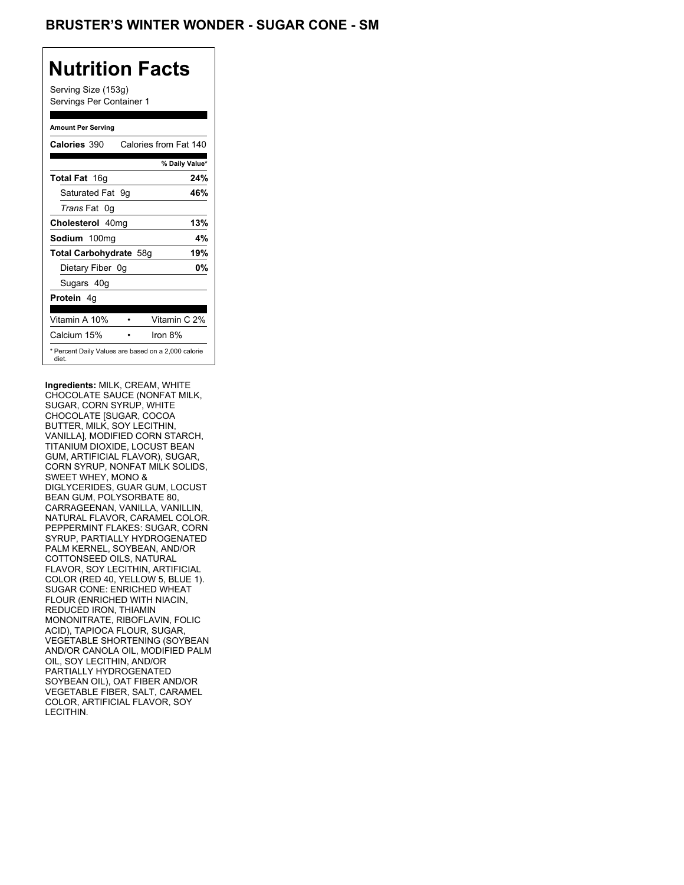# BRUSTER'S WINTER WONDER - SUGAR CONE - SM

## Nutrition Facts

Serving Size (153g)
Servings Per Container 1

**Amount Per Serving**

| | |
|---|---|
| **Calories** 390 | Calories from Fat 140 |
| | **% Daily Value*** |
| **Total Fat** 16g | **24%** |
| Saturated Fat 9g | **46%** |
| *Trans* Fat 0g | |
| **Cholesterol** 40mg | **13%** |
| **Sodium** 100mg | **4%** |
| **Total Carbohydrate** 58g | **19%** |
| Dietary Fiber 0g | **0%** |
| Sugars 40g | |
| **Protein** 4g | |
| Vitamin A 10% • | Vitamin C 2% |
| Calcium 15% • | Iron 8% |

* Percent Daily Values are based on a 2,000 calorie diet.

**Ingredients:** MILK, CREAM, WHITE CHOCOLATE SAUCE (NONFAT MILK, SUGAR, CORN SYRUP, WHITE CHOCOLATE [SUGAR, COCOA BUTTER, MILK, SOY LECITHIN, VANILLA], MODIFIED CORN STARCH, TITANIUM DIOXIDE, LOCUST BEAN GUM, ARTIFICIAL FLAVOR), SUGAR, CORN SYRUP, NONFAT MILK SOLIDS, SWEET WHEY, MONO & DIGLYCERIDES, GUAR GUM, LOCUST BEAN GUM, POLYSORBATE 80, CARRAGEENAN, VANILLA, VANILLIN, NATURAL FLAVOR, CARAMEL COLOR. PEPPERMINT FLAKES: SUGAR, CORN SYRUP, PARTIALLY HYDROGENATED PALM KERNEL, SOYBEAN, AND/OR COTTONSEED OILS, NATURAL FLAVOR, SOY LECITHIN, ARTIFICIAL COLOR (RED 40, YELLOW 5, BLUE 1). SUGAR CONE: ENRICHED WHEAT FLOUR (ENRICHED WITH NIACIN, REDUCED IRON, THIAMIN MONONITRATE, RIBOFLAVIN, FOLIC ACID), TAPIOCA FLOUR, SUGAR, VEGETABLE SHORTENING (SOYBEAN AND/OR CANOLA OIL, MODIFIED PALM OIL, SOY LECITHIN, AND/OR PARTIALLY HYDROGENATED SOYBEAN OIL), OAT FIBER AND/OR VEGETABLE FIBER, SALT, CARAMEL COLOR, ARTIFICIAL FLAVOR, SOY LECITHIN.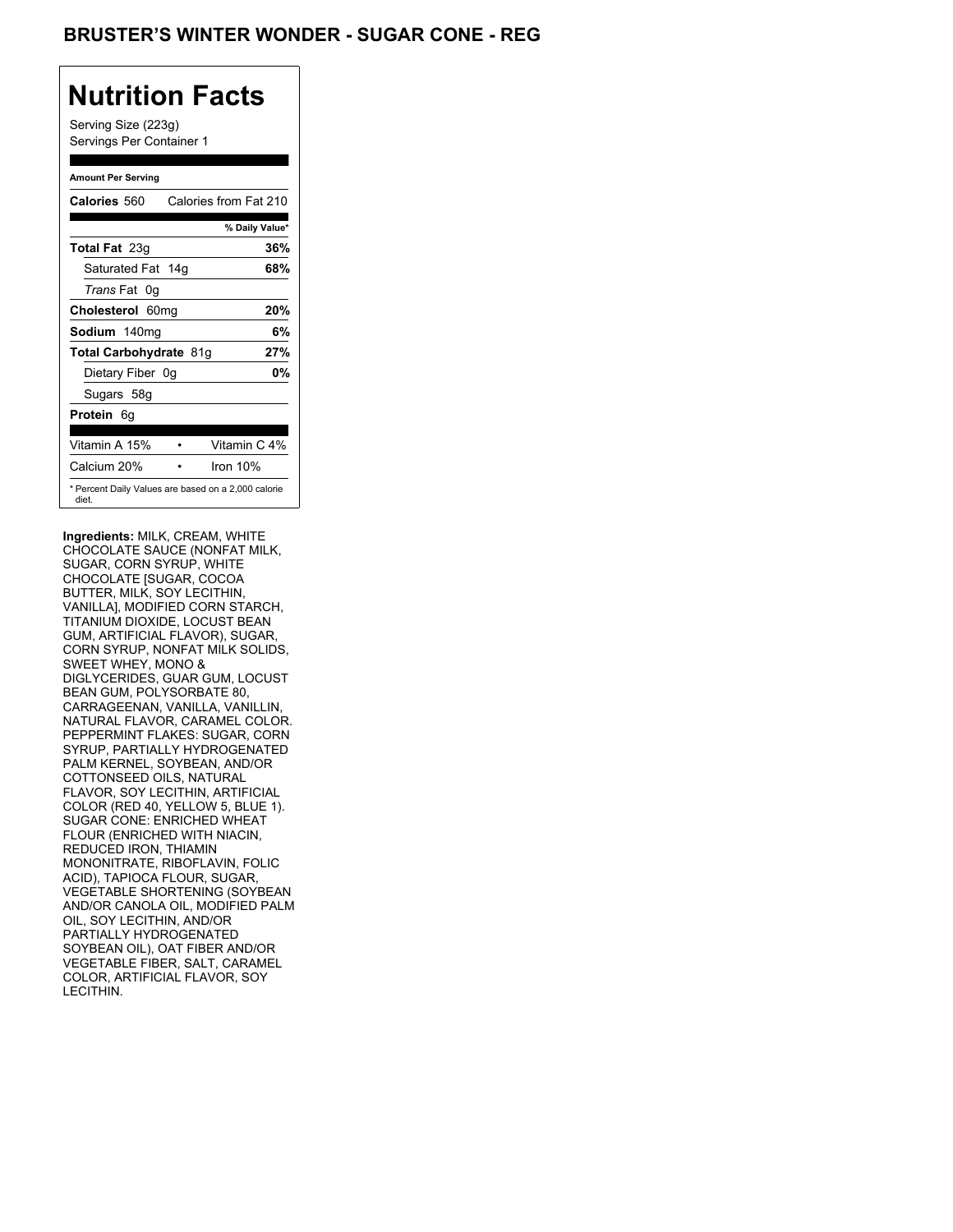# BRUSTER'S WINTER WONDER - SUGAR CONE - REG

## Nutrition Facts

Serving Size (223g)
Servings Per Container 1

**Amount Per Serving**

| | |
|---|---|
| **Calories** 560 | Calories from Fat 210 |
| | **% Daily Value*** |
| **Total Fat** 23g | **36%** |
| Saturated Fat 14g | **68%** |
| *Trans* Fat 0g | |
| **Cholesterol** 60mg | **20%** |
| **Sodium** 140mg | **6%** |
| **Total Carbohydrate** 81g | **27%** |
| Dietary Fiber 0g | **0%** |
| Sugars 58g | |
| **Protein** 6g | |
| Vitamin A 15% • | Vitamin C 4% |
| Calcium 20% • | Iron 10% |

* Percent Daily Values are based on a 2,000 calorie diet.

**Ingredients:** MILK, CREAM, WHITE CHOCOLATE SAUCE (NONFAT MILK, SUGAR, CORN SYRUP, WHITE CHOCOLATE [SUGAR, COCOA BUTTER, MILK, SOY LECITHIN, VANILLA], MODIFIED CORN STARCH, TITANIUM DIOXIDE, LOCUST BEAN GUM, ARTIFICIAL FLAVOR), SUGAR, CORN SYRUP, NONFAT MILK SOLIDS, SWEET WHEY, MONO & DIGLYCERIDES, GUAR GUM, LOCUST BEAN GUM, POLYSORBATE 80, CARRAGEENAN, VANILLA, VANILLIN, NATURAL FLAVOR, CARAMEL COLOR. PEPPERMINT FLAKES: SUGAR, CORN SYRUP, PARTIALLY HYDROGENATED PALM KERNEL, SOYBEAN, AND/OR COTTONSEED OILS, NATURAL FLAVOR, SOY LECITHIN, ARTIFICIAL COLOR (RED 40, YELLOW 5, BLUE 1). SUGAR CONE: ENRICHED WHEAT FLOUR (ENRICHED WITH NIACIN, REDUCED IRON, THIAMIN MONONITRATE, RIBOFLAVIN, FOLIC ACID), TAPIOCA FLOUR, SUGAR, VEGETABLE SHORTENING (SOYBEAN AND/OR CANOLA OIL, MODIFIED PALM OIL, SOY LECITHIN, AND/OR PARTIALLY HYDROGENATED SOYBEAN OIL), OAT FIBER AND/OR VEGETABLE FIBER, SALT, CARAMEL COLOR, ARTIFICIAL FLAVOR, SOY LECITHIN.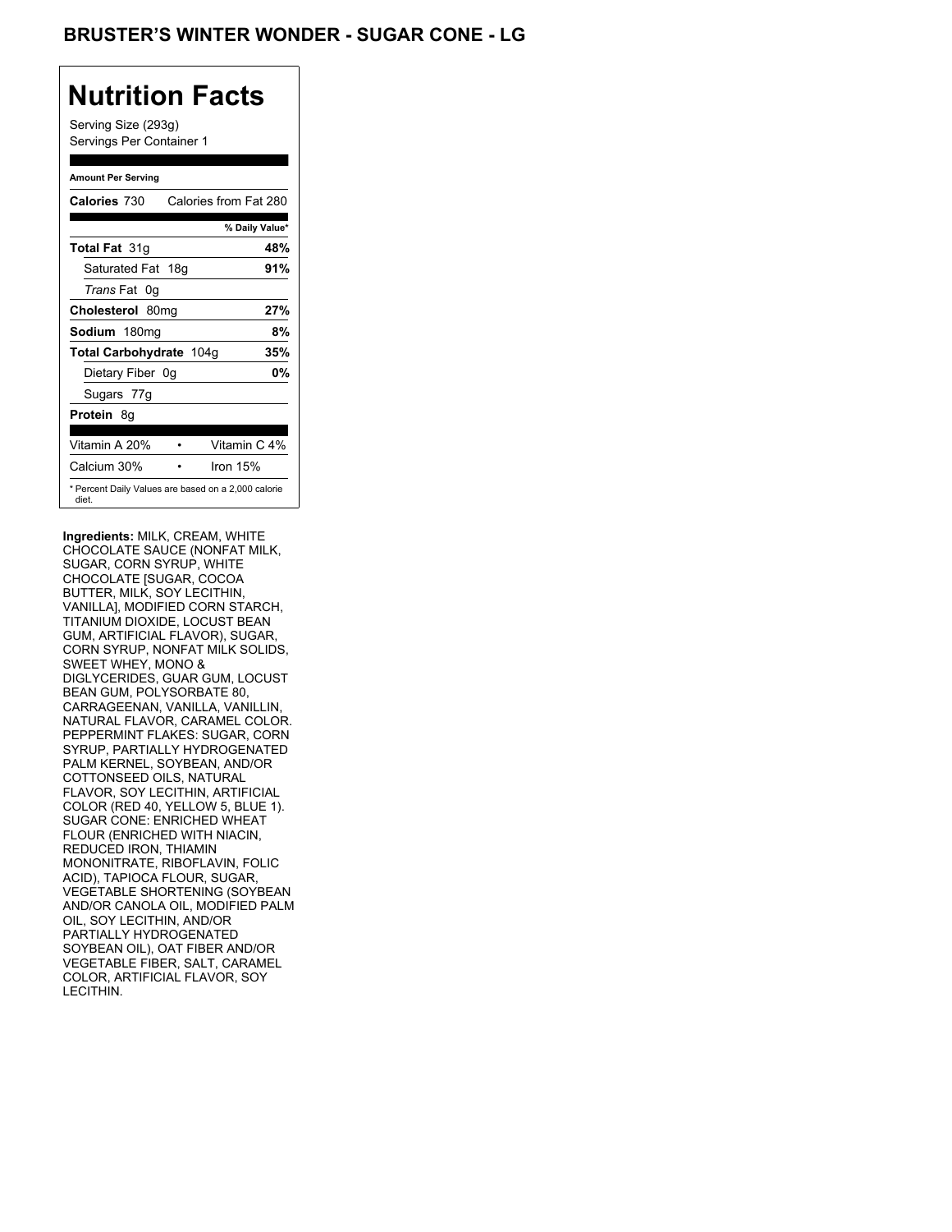# BRUSTER'S WINTER WONDER - SUGAR CONE - LG

## Nutrition Facts

Serving Size (293g)
Servings Per Container 1

**Amount Per Serving**

| | |
|---|---|
| **Calories** 730 | Calories from Fat 280 |
| | **% Daily Value*** |
| **Total Fat** 31g | **48%** |
| Saturated Fat 18g | **91%** |
| *Trans* Fat 0g | |
| **Cholesterol** 80mg | **27%** |
| **Sodium** 180mg | **8%** |
| **Total Carbohydrate** 104g | **35%** |
| Dietary Fiber 0g | **0%** |
| Sugars 77g | |
| **Protein** 8g | |
| Vitamin A 20% • | Vitamin C 4% |
| Calcium 30% • | Iron 15% |

* Percent Daily Values are based on a 2,000 calorie diet.

**Ingredients:** MILK, CREAM, WHITE CHOCOLATE SAUCE (NONFAT MILK, SUGAR, CORN SYRUP, WHITE CHOCOLATE [SUGAR, COCOA BUTTER, MILK, SOY LECITHIN, VANILLA], MODIFIED CORN STARCH, TITANIUM DIOXIDE, LOCUST BEAN GUM, ARTIFICIAL FLAVOR), SUGAR, CORN SYRUP, NONFAT MILK SOLIDS, SWEET WHEY, MONO & DIGLYCERIDES, GUAR GUM, LOCUST BEAN GUM, POLYSORBATE 80, CARRAGEENAN, VANILLA, VANILLIN, NATURAL FLAVOR, CARAMEL COLOR. PEPPERMINT FLAKES: SUGAR, CORN SYRUP, PARTIALLY HYDROGENATED PALM KERNEL, SOYBEAN, AND/OR COTTONSEED OILS, NATURAL FLAVOR, SOY LECITHIN, ARTIFICIAL COLOR (RED 40, YELLOW 5, BLUE 1). SUGAR CONE: ENRICHED WHEAT FLOUR (ENRICHED WITH NIACIN, REDUCED IRON, THIAMIN MONONITRATE, RIBOFLAVIN, FOLIC ACID), TAPIOCA FLOUR, SUGAR, VEGETABLE SHORTENING (SOYBEAN AND/OR CANOLA OIL, MODIFIED PALM OIL, SOY LECITHIN, AND/OR PARTIALLY HYDROGENATED SOYBEAN OIL), OAT FIBER AND/OR VEGETABLE FIBER, SALT, CARAMEL COLOR, ARTIFICIAL FLAVOR, SOY LECITHIN.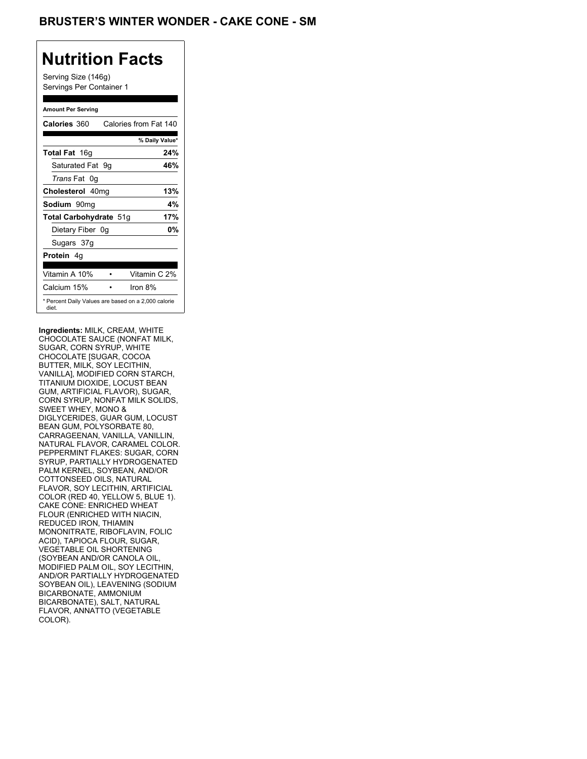# BRUSTER'S WINTER WONDER - CAKE CONE - SM

## Nutrition Facts

Serving Size (146g)
Servings Per Container 1

| Amount Per Serving | |
|---|---|
| **Calories** 360 | Calories from Fat 140 |
| | **% Daily Value*** |
| **Total Fat** 16g | **24%** |
| Saturated Fat 9g | **46%** |
| *Trans* Fat 0g | |
| **Cholesterol** 40mg | **13%** |
| **Sodium** 90mg | **4%** |
| **Total Carbohydrate** 51g | **17%** |
| Dietary Fiber 0g | **0%** |
| Sugars 37g | |
| **Protein** 4g | |
| Vitamin A 10% | Vitamin C 2% |
| Calcium 15% | Iron 8% |

* Percent Daily Values are based on a 2,000 calorie diet.

**Ingredients:** MILK, CREAM, WHITE CHOCOLATE SAUCE (NONFAT MILK, SUGAR, CORN SYRUP, WHITE CHOCOLATE [SUGAR, COCOA BUTTER, MILK, SOY LECITHIN, VANILLA], MODIFIED CORN STARCH, TITANIUM DIOXIDE, LOCUST BEAN GUM, ARTIFICIAL FLAVOR), SUGAR, CORN SYRUP, NONFAT MILK SOLIDS, SWEET WHEY, MONO & DIGLYCERIDES, GUAR GUM, LOCUST BEAN GUM, POLYSORBATE 80, CARRAGEENAN, VANILLA, VANILLIN, NATURAL FLAVOR, CARAMEL COLOR. PEPPERMINT FLAKES: SUGAR, CORN SYRUP, PARTIALLY HYDROGENATED PALM KERNEL, SOYBEAN, AND/OR COTTONSEED OILS, NATURAL FLAVOR, SOY LECITHIN, ARTIFICIAL COLOR (RED 40, YELLOW 5, BLUE 1). CAKE CONE: ENRICHED WHEAT FLOUR (ENRICHED WITH NIACIN, REDUCED IRON, THIAMIN MONONITRATE, RIBOFLAVIN, FOLIC ACID), TAPIOCA FLOUR, SUGAR, VEGETABLE OIL SHORTENING (SOYBEAN AND/OR CANOLA OIL, MODIFIED PALM OIL, SOY LECITHIN, AND/OR PARTIALLY HYDROGENATED SOYBEAN OIL), LEAVENING (SODIUM BICARBONATE, AMMONIUM BICARBONATE), SALT, NATURAL FLAVOR, ANNATTO (VEGETABLE COLOR).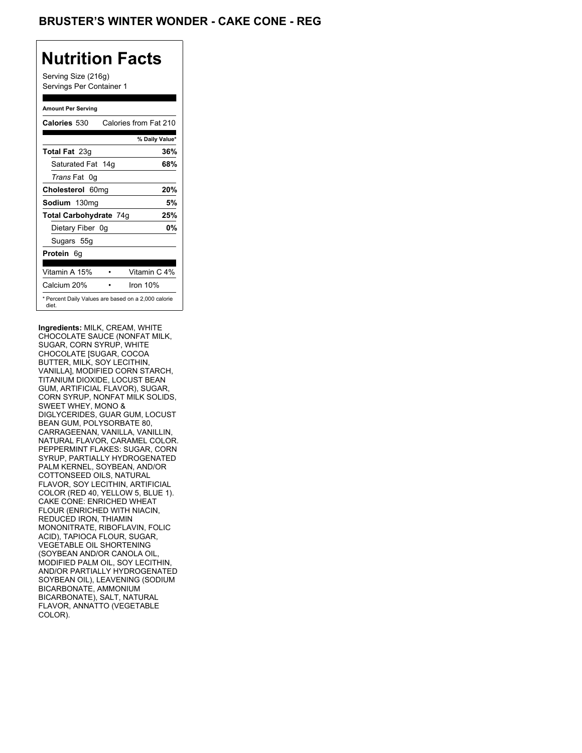## BRUSTER'S WINTER WONDER - CAKE CONE - REG

# Nutrition Facts

Serving Size (216g)
Servings Per Container 1

**Amount Per Serving**

| **Calories** 530 | Calories from Fat 210 |
|---|---|
| | **% Daily Value*** |
| **Total Fat** 23g | **36%** |
| Saturated Fat 14g | **68%** |
| *Trans* Fat 0g | |
| **Cholesterol** 60mg | **20%** |
| **Sodium** 130mg | **5%** |
| **Total Carbohydrate** 74g | **25%** |
| Dietary Fiber 0g | **0%** |
| Sugars 55g | |
| **Protein** 6g | |
| Vitamin A 15% • | Vitamin C 4% |
| Calcium 20% • | Iron 10% |

* Percent Daily Values are based on a 2,000 calorie diet.

**Ingredients:** MILK, CREAM, WHITE CHOCOLATE SAUCE (NONFAT MILK, SUGAR, CORN SYRUP, WHITE CHOCOLATE [SUGAR, COCOA BUTTER, MILK, SOY LECITHIN, VANILLA], MODIFIED CORN STARCH, TITANIUM DIOXIDE, LOCUST BEAN GUM, ARTIFICIAL FLAVOR), SUGAR, CORN SYRUP, NONFAT MILK SOLIDS, SWEET WHEY, MONO & DIGLYCERIDES, GUAR GUM, LOCUST BEAN GUM, POLYSORBATE 80, CARRAGEENAN, VANILLA, VANILLIN, NATURAL FLAVOR, CARAMEL COLOR. PEPPERMINT FLAKES: SUGAR, CORN SYRUP, PARTIALLY HYDROGENATED PALM KERNEL, SOYBEAN, AND/OR COTTONSEED OILS, NATURAL FLAVOR, SOY LECITHIN, ARTIFICIAL COLOR (RED 40, YELLOW 5, BLUE 1). CAKE CONE: ENRICHED WHEAT FLOUR (ENRICHED WITH NIACIN, REDUCED IRON, THIAMIN MONONITRATE, RIBOFLAVIN, FOLIC ACID), TAPIOCA FLOUR, SUGAR, VEGETABLE OIL SHORTENING (SOYBEAN AND/OR CANOLA OIL, MODIFIED PALM OIL, SOY LECITHIN, AND/OR PARTIALLY HYDROGENATED SOYBEAN OIL), LEAVENING (SODIUM BICARBONATE, AMMONIUM BICARBONATE), SALT, NATURAL FLAVOR, ANNATTO (VEGETABLE COLOR).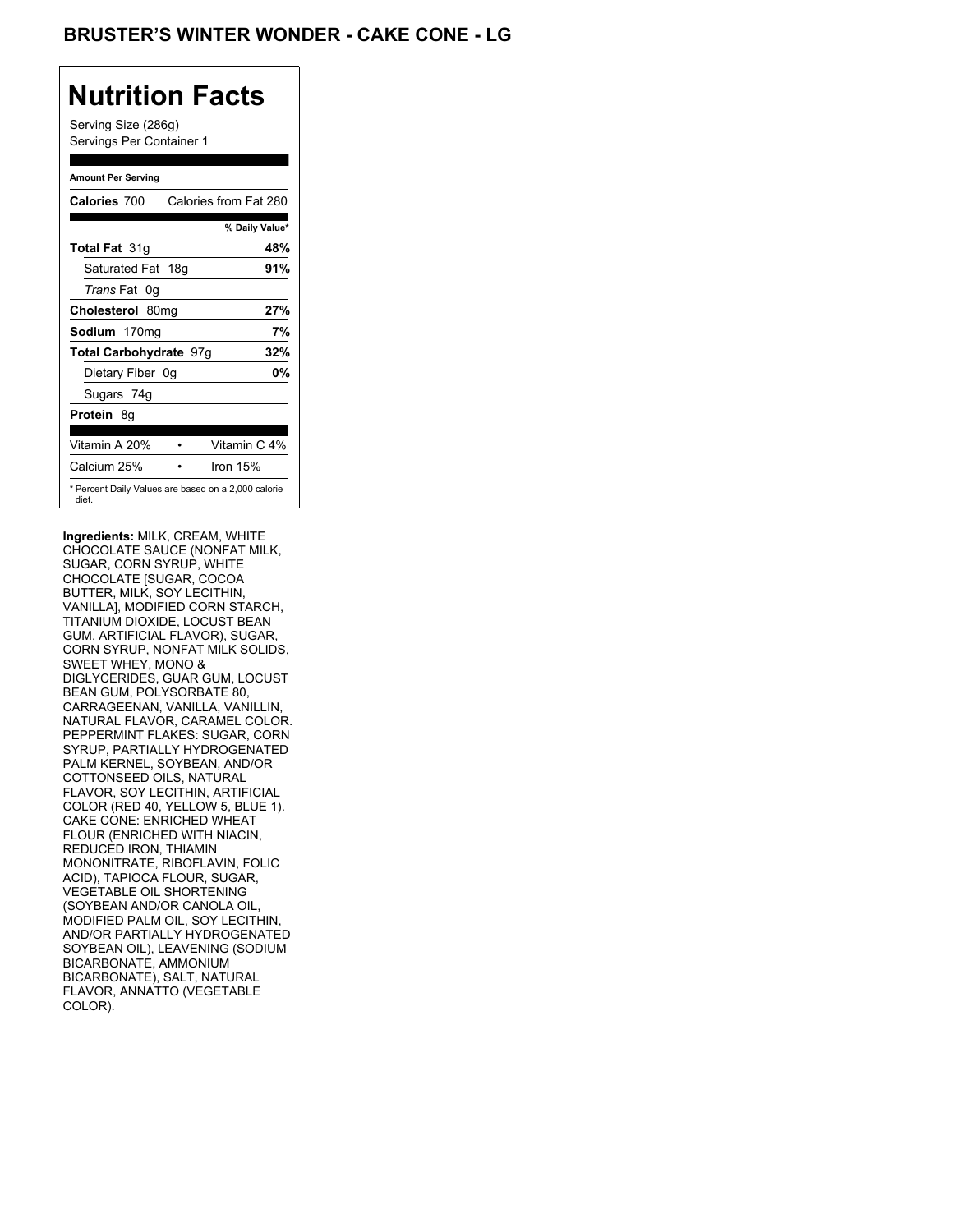# BRUSTER'S WINTER WONDER - CAKE CONE - LG

## Nutrition Facts

Serving Size (286g)
Servings Per Container 1

**Amount Per Serving**

| | |
|---|---|
| **Calories** 700 | Calories from Fat 280 |
| | **% Daily Value*** |
| **Total Fat** 31g | **48%** |
| Saturated Fat 18g | **91%** |
| *Trans* Fat 0g | |
| **Cholesterol** 80mg | **27%** |
| **Sodium** 170mg | **7%** |
| **Total Carbohydrate** 97g | **32%** |
| Dietary Fiber 0g | **0%** |
| Sugars 74g | |
| **Protein** 8g | |
| Vitamin A 20% • | Vitamin C 4% |
| Calcium 25% • | Iron 15% |

\* Percent Daily Values are based on a 2,000 calorie diet.

**Ingredients:** MILK, CREAM, WHITE CHOCOLATE SAUCE (NONFAT MILK, SUGAR, CORN SYRUP, WHITE CHOCOLATE [SUGAR, COCOA BUTTER, MILK, SOY LECITHIN, VANILLA], MODIFIED CORN STARCH, TITANIUM DIOXIDE, LOCUST BEAN GUM, ARTIFICIAL FLAVOR), SUGAR, CORN SYRUP, NONFAT MILK SOLIDS, SWEET WHEY, MONO & DIGLYCERIDES, GUAR GUM, LOCUST BEAN GUM, POLYSORBATE 80, CARRAGEENAN, VANILLA, VANILLIN, NATURAL FLAVOR, CARAMEL COLOR. PEPPERMINT FLAKES: SUGAR, CORN SYRUP, PARTIALLY HYDROGENATED PALM KERNEL, SOYBEAN, AND/OR COTTONSEED OILS, NATURAL FLAVOR, SOY LECITHIN, ARTIFICIAL COLOR (RED 40, YELLOW 5, BLUE 1). CAKE CONE: ENRICHED WHEAT FLOUR (ENRICHED WITH NIACIN, REDUCED IRON, THIAMIN MONONITRATE, RIBOFLAVIN, FOLIC ACID), TAPIOCA FLOUR, SUGAR, VEGETABLE OIL SHORTENING (SOYBEAN AND/OR CANOLA OIL, MODIFIED PALM OIL, SOY LECITHIN, AND/OR PARTIALLY HYDROGENATED SOYBEAN OIL), LEAVENING (SODIUM BICARBONATE, AMMONIUM BICARBONATE), SALT, NATURAL FLAVOR, ANNATTO (VEGETABLE COLOR).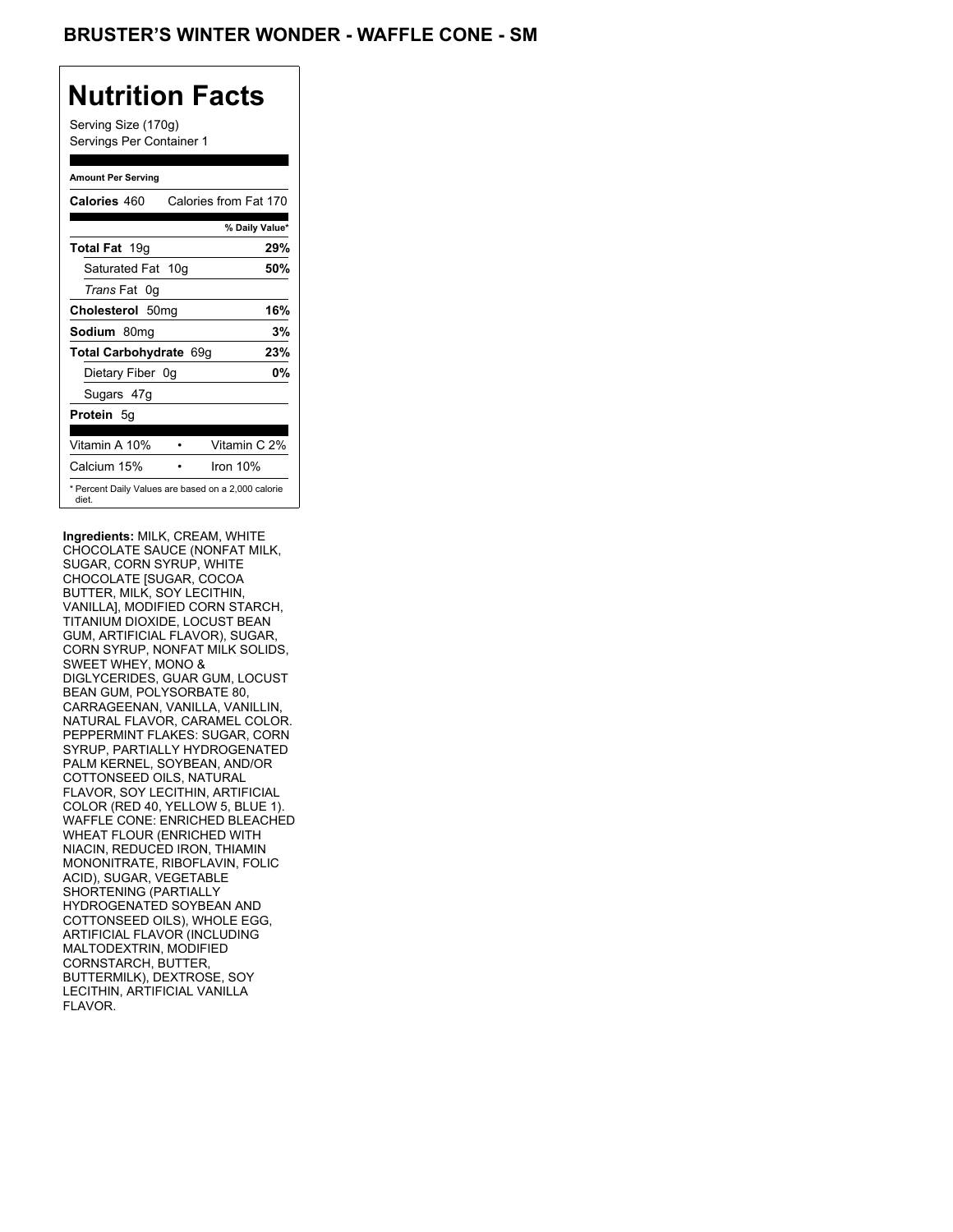## BRUSTER'S WINTER WONDER - WAFFLE CONE - SM

# Nutrition Facts

Serving Size (170g)
Servings Per Container 1

**Amount Per Serving**

| | |
|---|---|
| **Calories** 460 | Calories from Fat 170 |
| | **% Daily Value*** |
| **Total Fat** 19g | **29%** |
| Saturated Fat 10g | **50%** |
| *Trans* Fat 0g | |
| **Cholesterol** 50mg | **16%** |
| **Sodium** 80mg | **3%** |
| **Total Carbohydrate** 69g | **23%** |
| Dietary Fiber 0g | **0%** |
| Sugars 47g | |
| **Protein** 5g | |
| Vitamin A 10% • | Vitamin C 2% |
| Calcium 15% • | Iron 10% |

* Percent Daily Values are based on a 2,000 calorie diet.

**Ingredients:** MILK, CREAM, WHITE CHOCOLATE SAUCE (NONFAT MILK, SUGAR, CORN SYRUP, WHITE CHOCOLATE [SUGAR, COCOA BUTTER, MILK, SOY LECITHIN, VANILLA], MODIFIED CORN STARCH, TITANIUM DIOXIDE, LOCUST BEAN GUM, ARTIFICIAL FLAVOR), SUGAR, CORN SYRUP, NONFAT MILK SOLIDS, SWEET WHEY, MONO & DIGLYCERIDES, GUAR GUM, LOCUST BEAN GUM, POLYSORBATE 80, CARRAGEENAN, VANILLA, VANILLIN, NATURAL FLAVOR, CARAMEL COLOR. PEPPERMINT FLAKES: SUGAR, CORN SYRUP, PARTIALLY HYDROGENATED PALM KERNEL, SOYBEAN, AND/OR COTTONSEED OILS, NATURAL FLAVOR, SOY LECITHIN, ARTIFICIAL COLOR (RED 40, YELLOW 5, BLUE 1). WAFFLE CONE: ENRICHED BLEACHED WHEAT FLOUR (ENRICHED WITH NIACIN, REDUCED IRON, THIAMIN MONONITRATE, RIBOFLAVIN, FOLIC ACID), SUGAR, VEGETABLE SHORTENING (PARTIALLY HYDROGENATED SOYBEAN AND COTTONSEED OILS), WHOLE EGG, ARTIFICIAL FLAVOR (INCLUDING MALTODEXTRIN, MODIFIED CORNSTARCH, BUTTER, BUTTERMILK), DEXTROSE, SOY LECITHIN, ARTIFICIAL VANILLA FLAVOR.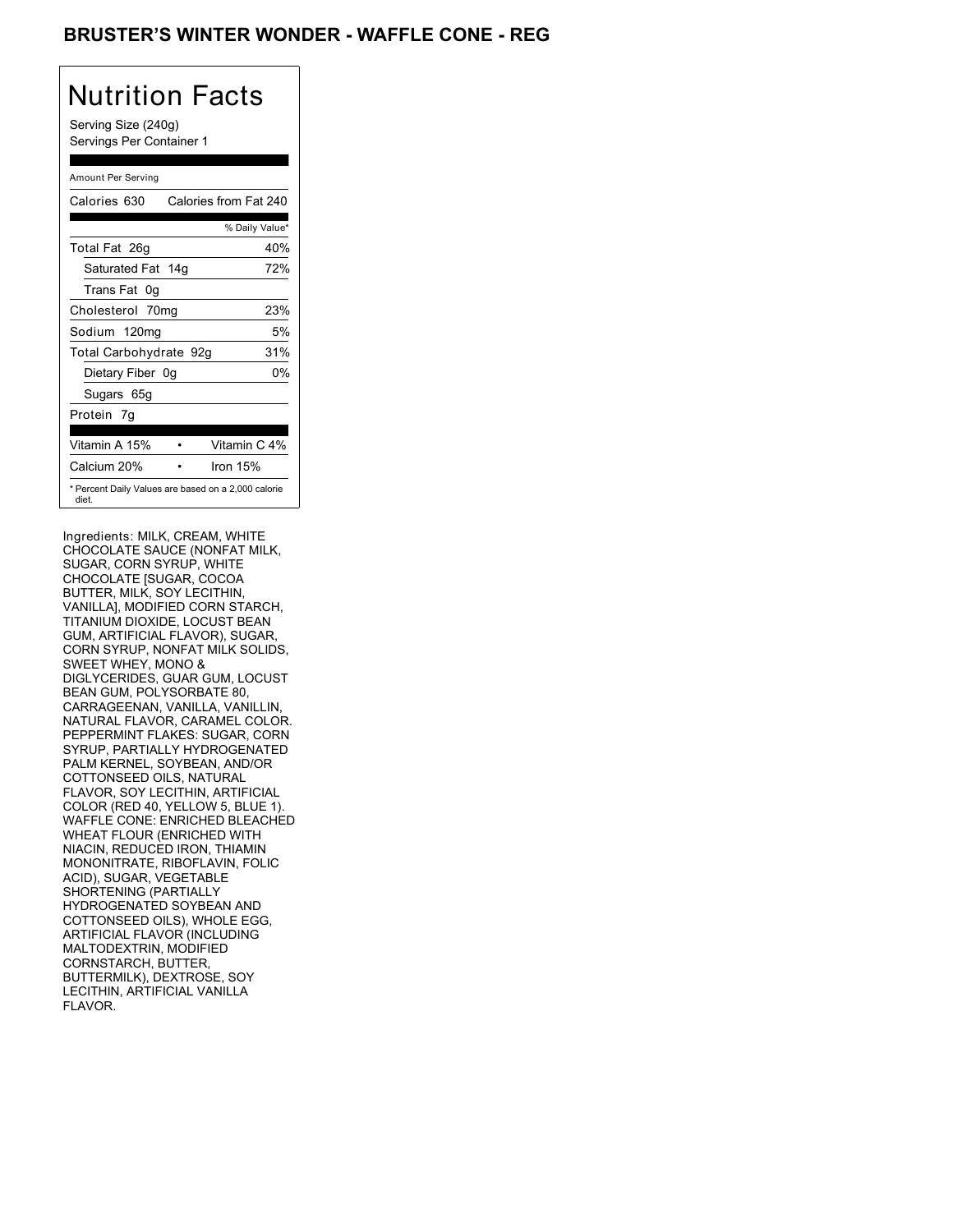# BRUSTER'S WINTER WONDER - WAFFLE CONE - REG

## Nutrition Facts

Serving Size (240g)
Servings Per Container 1

Amount Per Serving

| Calories 630 | Calories from Fat 240 |
|---|---|
| | % Daily Value* |
| Total Fat 26g | 40% |
| Saturated Fat 14g | 72% |
| Trans Fat 0g | |
| Cholesterol 70mg | 23% |
| Sodium 120mg | 5% |
| Total Carbohydrate 92g | 31% |
| Dietary Fiber 0g | 0% |
| Sugars 65g | |
| Protein 7g | |
| Vitamin A 15% | Vitamin C 4% |
| Calcium 20% | Iron 15% |

* Percent Daily Values are based on a 2,000 calorie diet.

Ingredients: MILK, CREAM, WHITE CHOCOLATE SAUCE (NONFAT MILK, SUGAR, CORN SYRUP, WHITE CHOCOLATE [SUGAR, COCOA BUTTER, MILK, SOY LECITHIN, VANILLA], MODIFIED CORN STARCH, TITANIUM DIOXIDE, LOCUST BEAN GUM, ARTIFICIAL FLAVOR), SUGAR, CORN SYRUP, NONFAT MILK SOLIDS, SWEET WHEY, MONO & DIGLYCERIDES, GUAR GUM, LOCUST BEAN GUM, POLYSORBATE 80, CARRAGEENAN, VANILLA, VANILLIN, NATURAL FLAVOR, CARAMEL COLOR. PEPPERMINT FLAKES: SUGAR, CORN SYRUP, PARTIALLY HYDROGENATED PALM KERNEL, SOYBEAN, AND/OR COTTONSEED OILS, NATURAL FLAVOR, SOY LECITHIN, ARTIFICIAL COLOR (RED 40, YELLOW 5, BLUE 1). WAFFLE CONE: ENRICHED BLEACHED WHEAT FLOUR (ENRICHED WITH NIACIN, REDUCED IRON, THIAMIN MONONITRATE, RIBOFLAVIN, FOLIC ACID), SUGAR, VEGETABLE SHORTENING (PARTIALLY HYDROGENATED SOYBEAN AND COTTONSEED OILS), WHOLE EGG, ARTIFICIAL FLAVOR (INCLUDING MALTODEXTRIN, MODIFIED CORNSTARCH, BUTTER, BUTTERMILK), DEXTROSE, SOY LECITHIN, ARTIFICIAL VANILLA FLAVOR.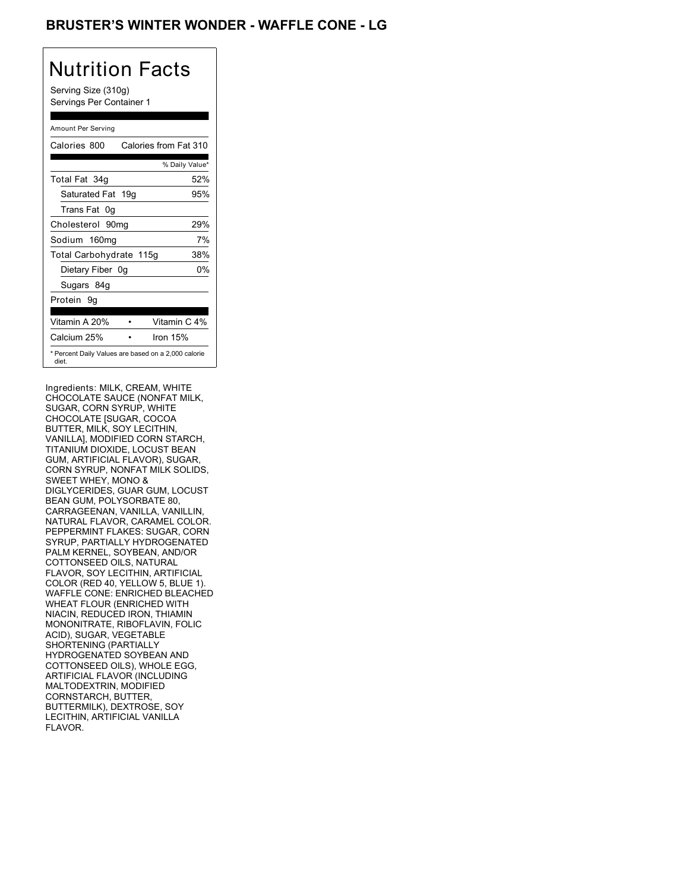## BRUSTER'S WINTER WONDER - WAFFLE CONE - LG

# Nutrition Facts

Serving Size (310g)
Servings Per Container 1

Amount Per Serving

| | |
|---|---|
| Calories 800 | Calories from Fat 310 |
| | % Daily Value* |
| Total Fat 34g | 52% |
| Saturated Fat 19g | 95% |
| Trans Fat 0g | |
| Cholesterol 90mg | 29% |
| Sodium 160mg | 7% |
| Total Carbohydrate 115g | 38% |
| Dietary Fiber 0g | 0% |
| Sugars 84g | |
| Protein 9g | |
| Vitamin A 20% • | Vitamin C 4% |
| Calcium 25% • | Iron 15% |

* Percent Daily Values are based on a 2,000 calorie diet.

Ingredients: MILK, CREAM, WHITE CHOCOLATE SAUCE (NONFAT MILK, SUGAR, CORN SYRUP, WHITE CHOCOLATE [SUGAR, COCOA BUTTER, MILK, SOY LECITHIN, VANILLA], MODIFIED CORN STARCH, TITANIUM DIOXIDE, LOCUST BEAN GUM, ARTIFICIAL FLAVOR), SUGAR, CORN SYRUP, NONFAT MILK SOLIDS, SWEET WHEY, MONO & DIGLYCERIDES, GUAR GUM, LOCUST BEAN GUM, POLYSORBATE 80, CARRAGEENAN, VANILLA, VANILLIN, NATURAL FLAVOR, CARAMEL COLOR. PEPPERMINT FLAKES: SUGAR, CORN SYRUP, PARTIALLY HYDROGENATED PALM KERNEL, SOYBEAN, AND/OR COTTONSEED OILS, NATURAL FLAVOR, SOY LECITHIN, ARTIFICIAL COLOR (RED 40, YELLOW 5, BLUE 1). WAFFLE CONE: ENRICHED BLEACHED WHEAT FLOUR (ENRICHED WITH NIACIN, REDUCED IRON, THIAMIN MONONITRATE, RIBOFLAVIN, FOLIC ACID), SUGAR, VEGETABLE SHORTENING (PARTIALLY HYDROGENATED SOYBEAN AND COTTONSEED OILS), WHOLE EGG, ARTIFICIAL FLAVOR (INCLUDING MALTODEXTRIN, MODIFIED CORNSTARCH, BUTTER, BUTTERMILK), DEXTROSE, SOY LECITHIN, ARTIFICIAL VANILLA FLAVOR.